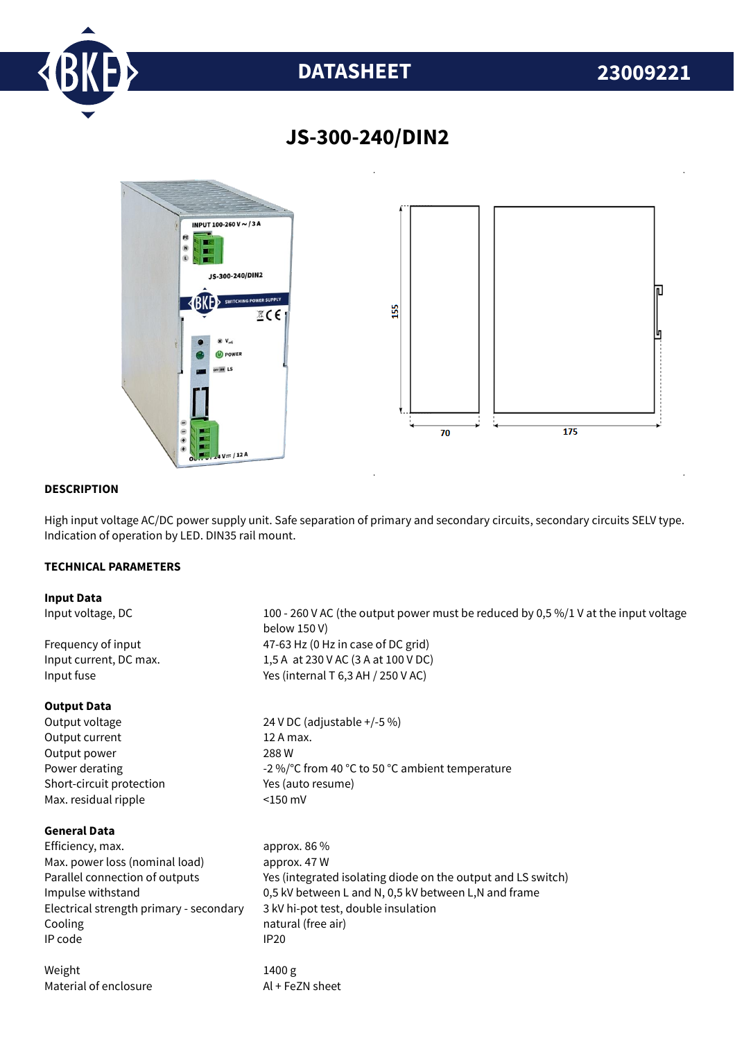# DATASHEET 23009221

## JS-300-240/DIN2

### DESCRIPTION

High input voltage AC/DC power supply unit. Safe separation of primary and secondary circuits, secondary circuits SELV type. Indication of operation by LED. DIN35 rail mount.

### TECHNICAL PARAMETERS

**Input Data**

| | |
|---|---|
| Input voltage, DC | 100 - 260 V AC (the output power must be reduced by 0,5 %/1 V at the input voltage below 150 V) |
| Frequency of input | 47-63 Hz (0 Hz in case of DC grid) |
| Input current, DC max. | 1,5 A at 230 V AC (3 A at 100 V DC) |
| Input fuse | Yes (internal T 6,3 AH / 250 V AC) |

**Output Data**

| | |
|---|---|
| Output voltage | 24 V DC (adjustable +/-5 %) |
| Output current | 12 A max. |
| Output power | 288 W |
| Power derating | -2 %/°C from 40 °C to 50 °C ambient temperature |
| Short-circuit protection | Yes (auto resume) |
| Max. residual ripple | <150 mV |

**General Data**

| | |
|---|---|
| Efficiency, max. | approx. 86 % |
| Max. power loss (nominal load) | approx. 47 W |
| Parallel connection of outputs | Yes (integrated isolating diode on the output and LS switch) |
| Impulse withstand | 0,5 kV between L and N, 0,5 kV between L,N and frame |
| Electrical strength primary - secondary | 3 kV hi-pot test, double insulation |
| Cooling | natural (free air) |
| IP code | IP20 |
| Weight | 1400 g |
| Material of enclosure | Al + FeZN sheet |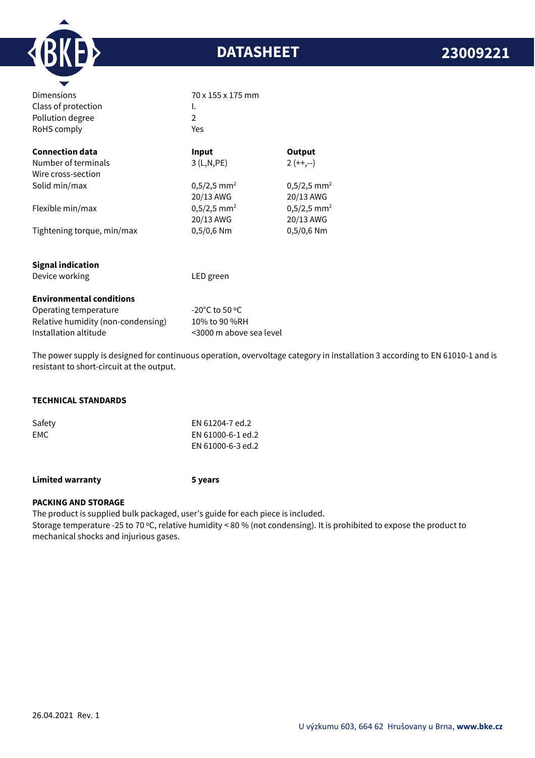| | | |
|---|---|---|
| Dimensions | 70 x 155 x 175 mm | |
| Class of protection | I. | |
| Pollution degree | 2 | |
| RoHS comply | Yes | |

| **Connection data** | **Input** | **Output** |
|---|---|---|
| Number of terminals | 3 (L,N,PE) | 2 (++,--) |
| Wire cross-section | | |
| Solid min/max | 0,5/2,5 $mm^2$ | 0,5/2,5 $mm^2$ |
| | 20/13 AWG | 20/13 AWG |
| Flexible min/max | 0,5/2,5 $mm^2$ | 0,5/2,5 $mm^2$ |
| | 20/13 AWG | 20/13 AWG |
| Tightening torque, min/max | 0,5/0,6 Nm | 0,5/0,6 Nm |

**Signal indication**

| | |
|---|---|
| Device working | LED green |

**Environmental conditions**

| | |
|---|---|
| Operating temperature | -20°C to 50 °C |
| Relative humidity (non-condensing) | 10% to 90 %RH |
| Installation altitude | <3000 m above sea level |

The power supply is designed for continuous operation, overvoltage category in installation 3 according to EN 61010-1 and is resistant to short-circuit at the output.

**TECHNICAL STANDARDS**

| | |
|---|---|
| Safety | EN 61204-7 ed.2 |
| EMC | EN 61000-6-1 ed.2 |
| | EN 61000-6-3 ed.2 |

**Limited warranty** **5 years**

**PACKING AND STORAGE**

The product is supplied bulk packaged, user's guide for each piece is included.
Storage temperature -25 to 70 °C, relative humidity < 80 % (not condensing). It is prohibited to expose the product to mechanical shocks and injurious gases.

26.04.2021 Rev. 1

U výzkumu 603, 664 62 Hrušovany u Brna, **www.bke.cz**